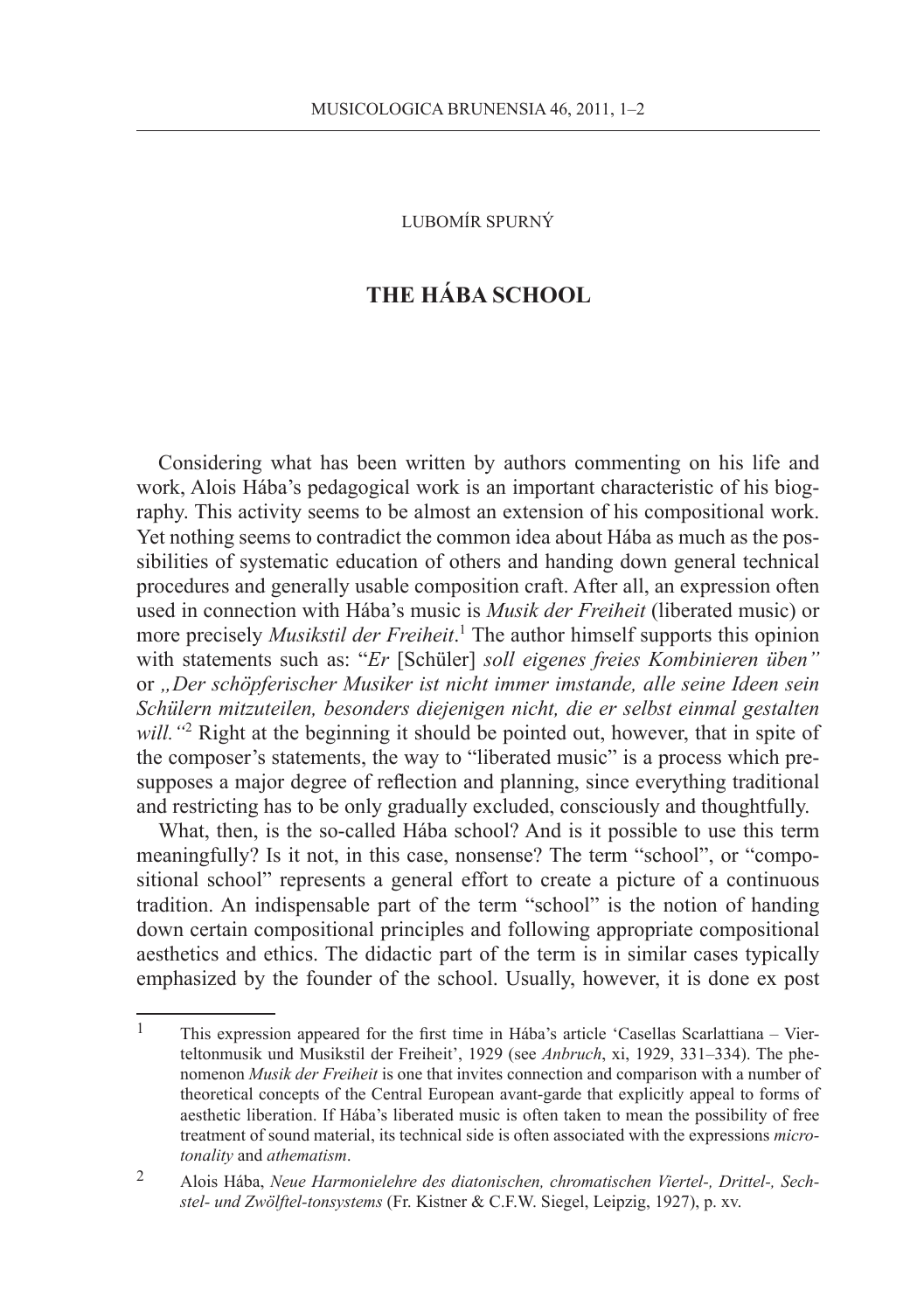LUBOMÍR SPURNÝ

# THE HÁBA SCHOOL

Considering what has been written by authors commenting on his life and work, Alois Hába's pedagogical work is an important characteristic of his biography. This activity seems to be almost an extension of his compositional work. Yet nothing seems to contradict the common idea about Hába as much as the possibilities of systematic education of others and handing down general technical procedures and generally usable composition craft. After all, an expression often used in connection with Hába's music is *Musik der Freiheit* (liberated music) or more precisely *Musikstil der Freiheit*.[1] The author himself supports this opinion with statements such as: "*Er* [Schüler] *soll eigenes freies Kombinieren üben"* or *„Der schöpferischer Musiker ist nicht immer imstande, alle seine Ideen sein Schülern mitzuteilen, besonders diejenigen nicht, die er selbst einmal gestalten will."*[2] Right at the beginning it should be pointed out, however, that in spite of the composer's statements, the way to "liberated music" is a process which presupposes a major degree of reflection and planning, since everything traditional and restricting has to be only gradually excluded, consciously and thoughtfully.

What, then, is the so-called Hába school? And is it possible to use this term meaningfully? Is it not, in this case, nonsense? The term "school", or "compositional school" represents a general effort to create a picture of a continuous tradition. An indispensable part of the term "school" is the notion of handing down certain compositional principles and following appropriate compositional aesthetics and ethics. The didactic part of the term is in similar cases typically emphasized by the founder of the school. Usually, however, it is done ex post

---

[1] This expression appeared for the first time in Hába's article 'Casellas Scarlattiana – Vierteltonmusik und Musikstil der Freiheit', 1929 (see *Anbruch*, xi, 1929, 331–334). The phenomenon *Musik der Freiheit* is one that invites connection and comparison with a number of theoretical concepts of the Central European avant-garde that explicitly appeal to forms of aesthetic liberation. If Hába's liberated music is often taken to mean the possibility of free treatment of sound material, its technical side is often associated with the expressions *microtonality* and *athematism*.

[2] Alois Hába, *Neue Harmonielehre des diatonischen, chromatischen Viertel-, Drittel-, Sechstel- und Zwölftel-tonsystems* (Fr. Kistner & C.F.W. Siegel, Leipzig, 1927), p. xv.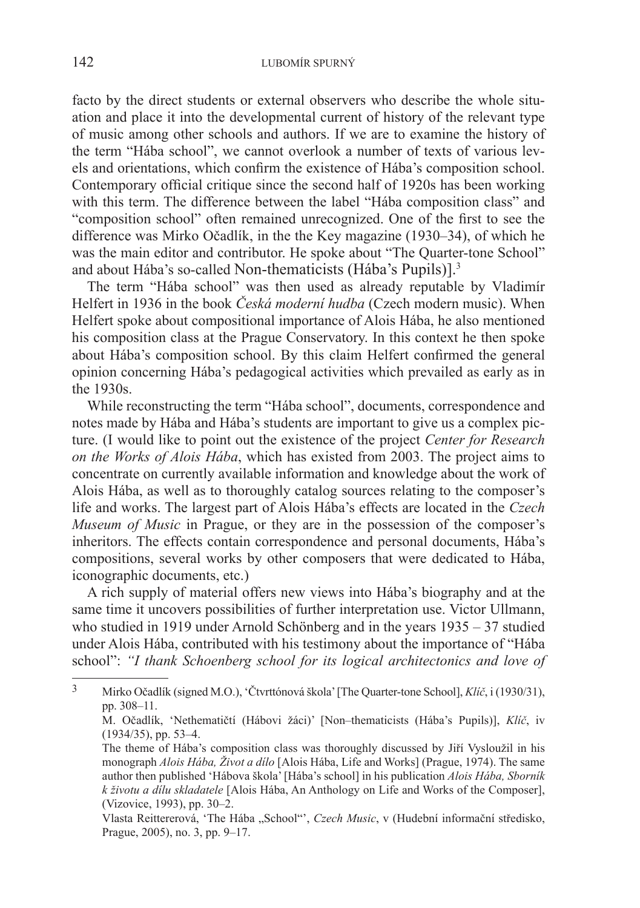facto by the direct students or external observers who describe the whole situation and place it into the developmental current of history of the relevant type of music among other schools and authors. If we are to examine the history of the term "Hába school", we cannot overlook a number of texts of various levels and orientations, which confirm the existence of Hába's composition school. Contemporary official critique since the second half of 1920s has been working with this term. The difference between the label "Hába composition class" and "composition school" often remained unrecognized. One of the first to see the difference was Mirko Očadlík, in the the Key magazine (1930–34), of which he was the main editor and contributor. He spoke about "The Quarter-tone School" and about Hába's so-called Non-thematicists (Hába's Pupils)].[3]

The term "Hába school" was then used as already reputable by Vladimír Helfert in 1936 in the book *Česká moderní hudba* (Czech modern music). When Helfert spoke about compositional importance of Alois Hába, he also mentioned his composition class at the Prague Conservatory. In this context he then spoke about Hába's composition school. By this claim Helfert confirmed the general opinion concerning Hába's pedagogical activities which prevailed as early as in the 1930s.

While reconstructing the term "Hába school", documents, correspondence and notes made by Hába and Hába's students are important to give us a complex picture. (I would like to point out the existence of the project *Center for Research on the Works of Alois Hába*, which has existed from 2003. The project aims to concentrate on currently available information and knowledge about the work of Alois Hába, as well as to thoroughly catalog sources relating to the composer's life and works. The largest part of Alois Hába's effects are located in the *Czech Museum of Music* in Prague, or they are in the possession of the composer's inheritors. The effects contain correspondence and personal documents, Hába's compositions, several works by other composers that were dedicated to Hába, iconographic documents, etc.)

A rich supply of material offers new views into Hába's biography and at the same time it uncovers possibilities of further interpretation use. Victor Ullmann, who studied in 1919 under Arnold Schönberg and in the years 1935 – 37 studied under Alois Hába, contributed with his testimony about the importance of "Hába school": *"I thank Schoenberg school for its logical architectonics and love of*

---

[3] Mirko Očadlík (signed M.O.), 'Čtvrttónová škola' [The Quarter-tone School], *Klíč*, i (1930/31), pp. 308–11.
M. Očadlík, 'Nethematičtí (Hábovi žáci)' [Non–thematicists (Hába's Pupils)], *Klíč*, iv (1934/35), pp. 53–4.
The theme of Hába's composition class was thoroughly discussed by Jiří Vysloužil in his monograph *Alois Hába, Život a dílo* [Alois Hába, Life and Works] (Prague, 1974). The same author then published 'Hábova škola' [Hába's school] in his publication *Alois Hába, Sborník k životu a dílu skladatele* [Alois Hába, An Anthology on Life and Works of the Composer], (Vizovice, 1993), pp. 30–2.
Vlasta Reittererová, 'The Hába „School"', *Czech Music*, v (Hudební informační středisko, Prague, 2005), no. 3, pp. 9–17.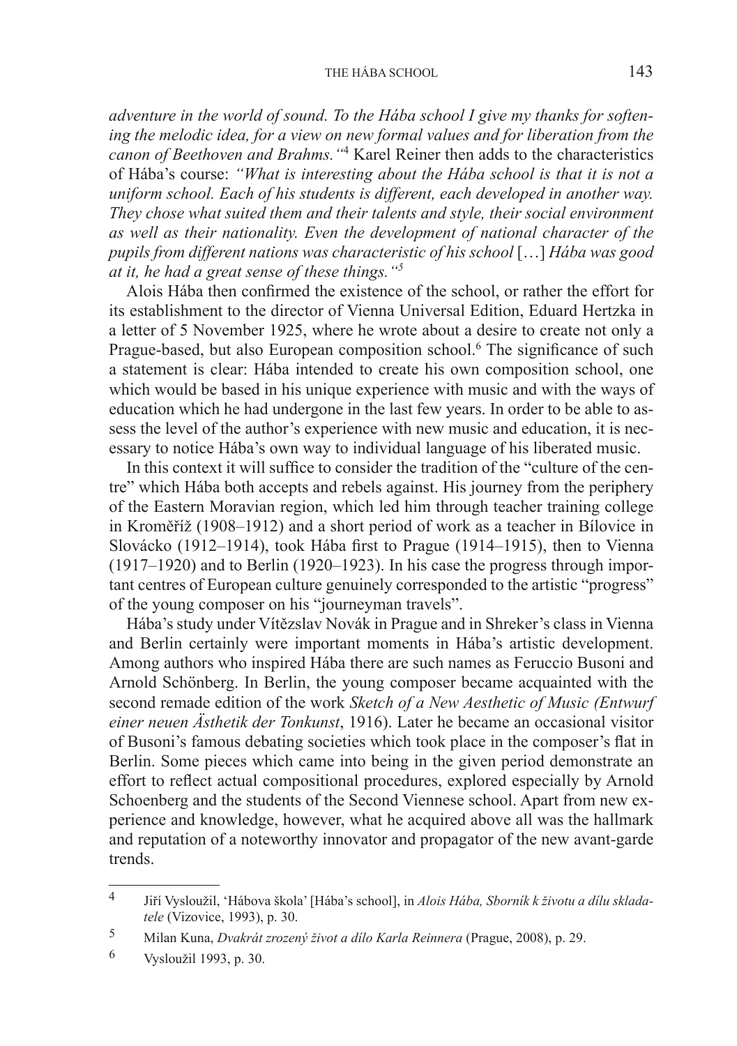*adventure in the world of sound. To the Hába school I give my thanks for softening the melodic idea, for a view on new formal values and for liberation from the canon of Beethoven and Brahms."*[4] Karel Reiner then adds to the characteristics of Hába's course: *"What is interesting about the Hába school is that it is not a uniform school. Each of his students is different, each developed in another way. They chose what suited them and their talents and style, their social environment as well as their nationality. Even the development of national character of the pupils from different nations was characteristic of his school* […] *Hába was good at it, he had a great sense of these things."*[5]

Alois Hába then confirmed the existence of the school, or rather the effort for its establishment to the director of Vienna Universal Edition, Eduard Hertzka in a letter of 5 November 1925, where he wrote about a desire to create not only a Prague-based, but also European composition school.[6] The significance of such a statement is clear: Hába intended to create his own composition school, one which would be based in his unique experience with music and with the ways of education which he had undergone in the last few years. In order to be able to assess the level of the author's experience with new music and education, it is necessary to notice Hába's own way to individual language of his liberated music.

In this context it will suffice to consider the tradition of the "culture of the centre" which Hába both accepts and rebels against. His journey from the periphery of the Eastern Moravian region, which led him through teacher training college in Kroměříž (1908–1912) and a short period of work as a teacher in Bílovice in Slovácko (1912–1914), took Hába first to Prague (1914–1915), then to Vienna (1917–1920) and to Berlin (1920–1923). In his case the progress through important centres of European culture genuinely corresponded to the artistic "progress" of the young composer on his "journeyman travels".

Hába's study under Vítězslav Novák in Prague and in Shreker's class in Vienna and Berlin certainly were important moments in Hába's artistic development. Among authors who inspired Hába there are such names as Feruccio Busoni and Arnold Schönberg. In Berlin, the young composer became acquainted with the second remade edition of the work *Sketch of a New Aesthetic of Music (Entwurf einer neuen Ästhetik der Tonkunst*, 1916). Later he became an occasional visitor of Busoni's famous debating societies which took place in the composer's flat in Berlin. Some pieces which came into being in the given period demonstrate an effort to reflect actual compositional procedures, explored especially by Arnold Schoenberg and the students of the Second Viennese school. Apart from new experience and knowledge, however, what he acquired above all was the hallmark and reputation of a noteworthy innovator and propagator of the new avant-garde trends.

---

[4] Jiří Vysloužil, 'Hábova škola' [Hába's school], in *Alois Hába, Sborník k životu a dílu skladatele* (Vizovice, 1993), p. 30.

[5] Milan Kuna, *Dvakrát zrozený život a dílo Karla Reinnera* (Prague, 2008), p. 29.

[6] Vysloužil 1993, p. 30.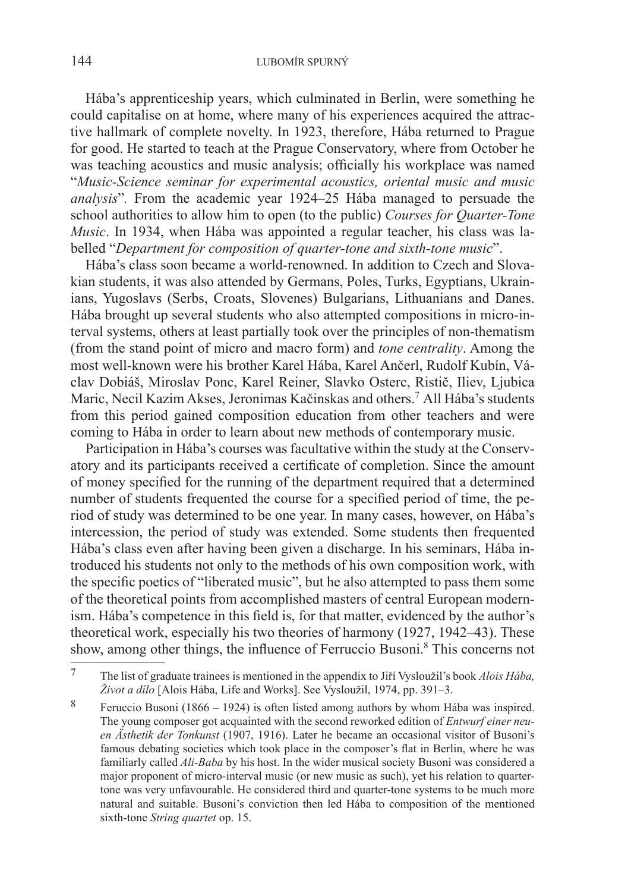Hába's apprenticeship years, which culminated in Berlin, were something he could capitalise on at home, where many of his experiences acquired the attractive hallmark of complete novelty. In 1923, therefore, Hába returned to Prague for good. He started to teach at the Prague Conservatory, where from October he was teaching acoustics and music analysis; officially his workplace was named "*Music-Science seminar for experimental acoustics, oriental music and music analysis*". From the academic year 1924–25 Hába managed to persuade the school authorities to allow him to open (to the public) *Courses for Quarter-Tone Music*. In 1934, when Hába was appointed a regular teacher, his class was labelled "*Department for composition of quarter-tone and sixth-tone music*".

Hába's class soon became a world-renowned. In addition to Czech and Slovakian students, it was also attended by Germans, Poles, Turks, Egyptians, Ukrainians, Yugoslavs (Serbs, Croats, Slovenes) Bulgarians, Lithuanians and Danes. Hába brought up several students who also attempted compositions in micro-interval systems, others at least partially took over the principles of non-thematism (from the stand point of micro and macro form) and *tone centrality*. Among the most well-known were his brother Karel Hába, Karel Ančerl, Rudolf Kubín, Václav Dobiáš, Miroslav Ponc, Karel Reiner, Slavko Osterc, Ristič, Iliev, Ljubica Maric, Necil Kazim Akses, Jeronimas Kačinskas and others.[7] All Hába's students from this period gained composition education from other teachers and were coming to Hába in order to learn about new methods of contemporary music.

Participation in Hába's courses was facultative within the study at the Conservatory and its participants received a certificate of completion. Since the amount of money specified for the running of the department required that a determined number of students frequented the course for a specified period of time, the period of study was determined to be one year. In many cases, however, on Hába's intercession, the period of study was extended. Some students then frequented Hába's class even after having been given a discharge. In his seminars, Hába introduced his students not only to the methods of his own composition work, with the specific poetics of "liberated music", but he also attempted to pass them some of the theoretical points from accomplished masters of central European modernism. Hába's competence in this field is, for that matter, evidenced by the author's theoretical work, especially his two theories of harmony (1927, 1942–43). These show, among other things, the influence of Ferruccio Busoni.[8] This concerns not

---

[7] The list of graduate trainees is mentioned in the appendix to Jiří Vysloužil's book *Alois Hába, Život a dílo* [Alois Hába, Life and Works]. See Vysloužil, 1974, pp. 391–3.

[8] Feruccio Busoni (1866 – 1924) is often listed among authors by whom Hába was inspired. The young composer got acquainted with the second reworked edition of *Entwurf einer neuen Ästhetik der Tonkunst* (1907, 1916). Later he became an occasional visitor of Busoni's famous debating societies which took place in the composer's flat in Berlin, where he was familiarly called *Ali-Baba* by his host. In the wider musical society Busoni was considered a major proponent of micro-interval music (or new music as such), yet his relation to quarter-tone was very unfavourable. He considered third and quarter-tone systems to be much more natural and suitable. Busoni's conviction then led Hába to composition of the mentioned sixth-tone *String quartet* op. 15.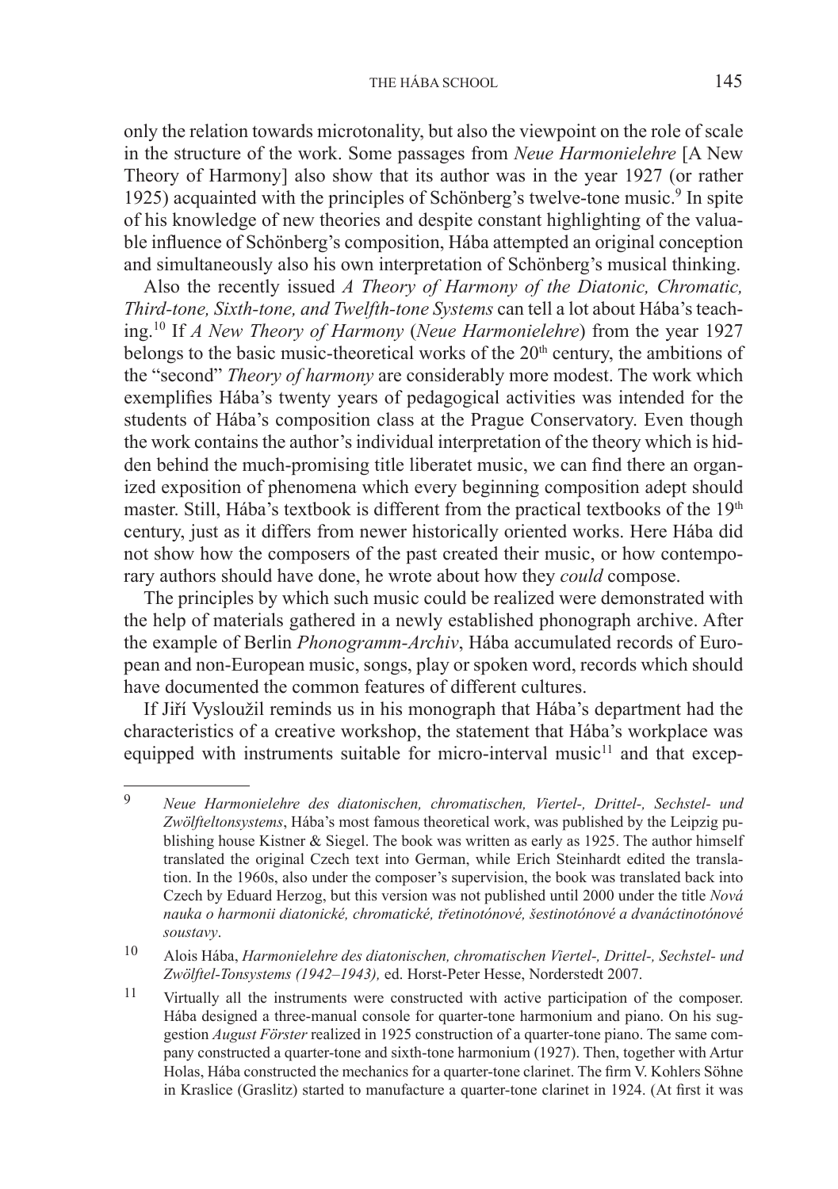only the relation towards microtonality, but also the viewpoint on the role of scale in the structure of the work. Some passages from *Neue Harmonielehre* [A New Theory of Harmony] also show that its author was in the year 1927 (or rather 1925) acquainted with the principles of Schönberg's twelve-tone music.[9] In spite of his knowledge of new theories and despite constant highlighting of the valuable influence of Schönberg's composition, Hába attempted an original conception and simultaneously also his own interpretation of Schönberg's musical thinking.

Also the recently issued *A Theory of Harmony of the Diatonic, Chromatic, Third-tone, Sixth-tone, and Twelfth-tone Systems* can tell a lot about Hába's teaching.[10] If *A New Theory of Harmony* (*Neue Harmonielehre*) from the year 1927 belongs to the basic music-theoretical works of the 20th century, the ambitions of the "second" *Theory of harmony* are considerably more modest. The work which exemplifies Hába's twenty years of pedagogical activities was intended for the students of Hába's composition class at the Prague Conservatory. Even though the work contains the author's individual interpretation of the theory which is hidden behind the much-promising title liberatet music, we can find there an organized exposition of phenomena which every beginning composition adept should master. Still, Hába's textbook is different from the practical textbooks of the 19th century, just as it differs from newer historically oriented works. Here Hába did not show how the composers of the past created their music, or how contemporary authors should have done, he wrote about how they *could* compose.

The principles by which such music could be realized were demonstrated with the help of materials gathered in a newly established phonograph archive. After the example of Berlin *Phonogramm-Archiv*, Hába accumulated records of European and non-European music, songs, play or spoken word, records which should have documented the common features of different cultures.

If Jiří Vysloužil reminds us in his monograph that Hába's department had the characteristics of a creative workshop, the statement that Hába's workplace was equipped with instruments suitable for micro-interval music[11] and that excep-

---

[9] *Neue Harmonielehre des diatonischen, chromatischen, Viertel-, Drittel-, Sechstel- und Zwölfteltonsystems*, Hába's most famous theoretical work, was published by the Leipzig publishing house Kistner & Siegel. The book was written as early as 1925. The author himself translated the original Czech text into German, while Erich Steinhardt edited the translation. In the 1960s, also under the composer's supervision, the book was translated back into Czech by Eduard Herzog, but this version was not published until 2000 under the title *Nová nauka o harmonii diatonické, chromatické, třetinotónové, šestinotónové a dvanáctinotónové soustavy*.

[10] Alois Hába, *Harmonielehre des diatonischen, chromatischen Viertel-, Drittel-, Sechstel- und Zwölftel-Tonsystems (1942–1943),* ed. Horst-Peter Hesse, Norderstedt 2007.

[11] Virtually all the instruments were constructed with active participation of the composer. Hába designed a three-manual console for quarter-tone harmonium and piano. On his suggestion *August Förster* realized in 1925 construction of a quarter-tone piano. The same company constructed a quarter-tone and sixth-tone harmonium (1927). Then, together with Artur Holas, Hába constructed the mechanics for a quarter-tone clarinet. The firm V. Kohlers Söhne in Kraslice (Graslitz) started to manufacture a quarter-tone clarinet in 1924. (At first it was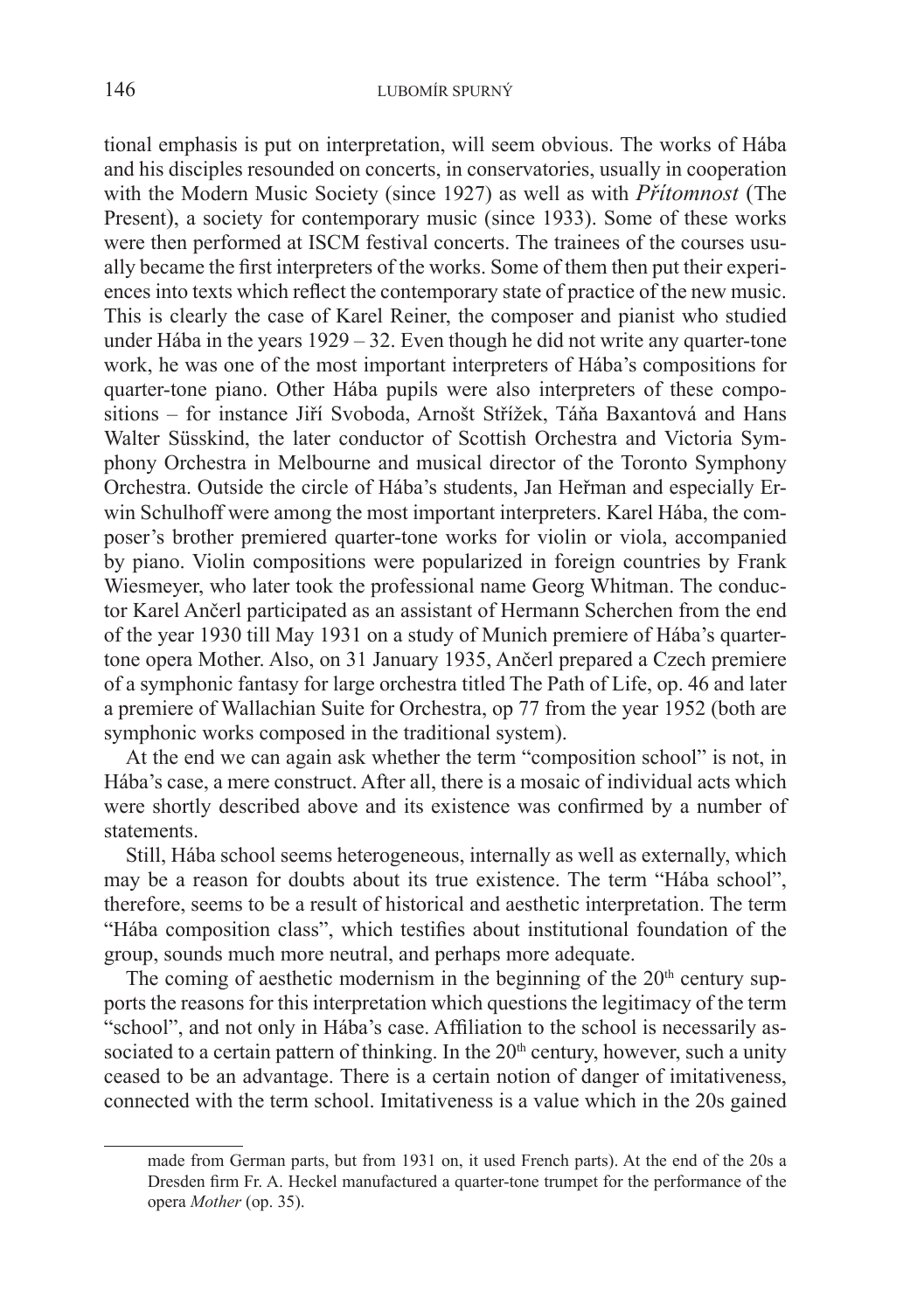tional emphasis is put on interpretation, will seem obvious. The works of Hába and his disciples resounded on concerts, in conservatories, usually in cooperation with the Modern Music Society (since 1927) as well as with *Přítomnost* (The Present), a society for contemporary music (since 1933). Some of these works were then performed at ISCM festival concerts. The trainees of the courses usually became the first interpreters of the works. Some of them then put their experiences into texts which reflect the contemporary state of practice of the new music. This is clearly the case of Karel Reiner, the composer and pianist who studied under Hába in the years 1929 – 32. Even though he did not write any quarter-tone work, he was one of the most important interpreters of Hába's compositions for quarter-tone piano. Other Hába pupils were also interpreters of these compositions – for instance Jiří Svoboda, Arnošt Střížek, Táňa Baxantová and Hans Walter Süsskind, the later conductor of Scottish Orchestra and Victoria Symphony Orchestra in Melbourne and musical director of the Toronto Symphony Orchestra. Outside the circle of Hába's students, Jan Heřman and especially Erwin Schulhoff were among the most important interpreters. Karel Hába, the composer's brother premiered quarter-tone works for violin or viola, accompanied by piano. Violin compositions were popularized in foreign countries by Frank Wiesmeyer, who later took the professional name Georg Whitman. The conductor Karel Ančerl participated as an assistant of Hermann Scherchen from the end of the year 1930 till May 1931 on a study of Munich premiere of Hába's quarter-tone opera Mother. Also, on 31 January 1935, Ančerl prepared a Czech premiere of a symphonic fantasy for large orchestra titled The Path of Life, op. 46 and later a premiere of Wallachian Suite for Orchestra, op 77 from the year 1952 (both are symphonic works composed in the traditional system).

At the end we can again ask whether the term "composition school" is not, in Hába's case, a mere construct. After all, there is a mosaic of individual acts which were shortly described above and its existence was confirmed by a number of statements.

Still, Hába school seems heterogeneous, internally as well as externally, which may be a reason for doubts about its true existence. The term "Hába school", therefore, seems to be a result of historical and aesthetic interpretation. The term "Hába composition class", which testifies about institutional foundation of the group, sounds much more neutral, and perhaps more adequate.

The coming of aesthetic modernism in the beginning of the 20th century supports the reasons for this interpretation which questions the legitimacy of the term "school", and not only in Hába's case. Affiliation to the school is necessarily associated to a certain pattern of thinking. In the 20th century, however, such a unity ceased to be an advantage. There is a certain notion of danger of imitativeness, connected with the term school. Imitativeness is a value which in the 20s gained

made from German parts, but from 1931 on, it used French parts). At the end of the 20s a Dresden firm Fr. A. Heckel manufactured a quarter-tone trumpet for the performance of the opera *Mother* (op. 35).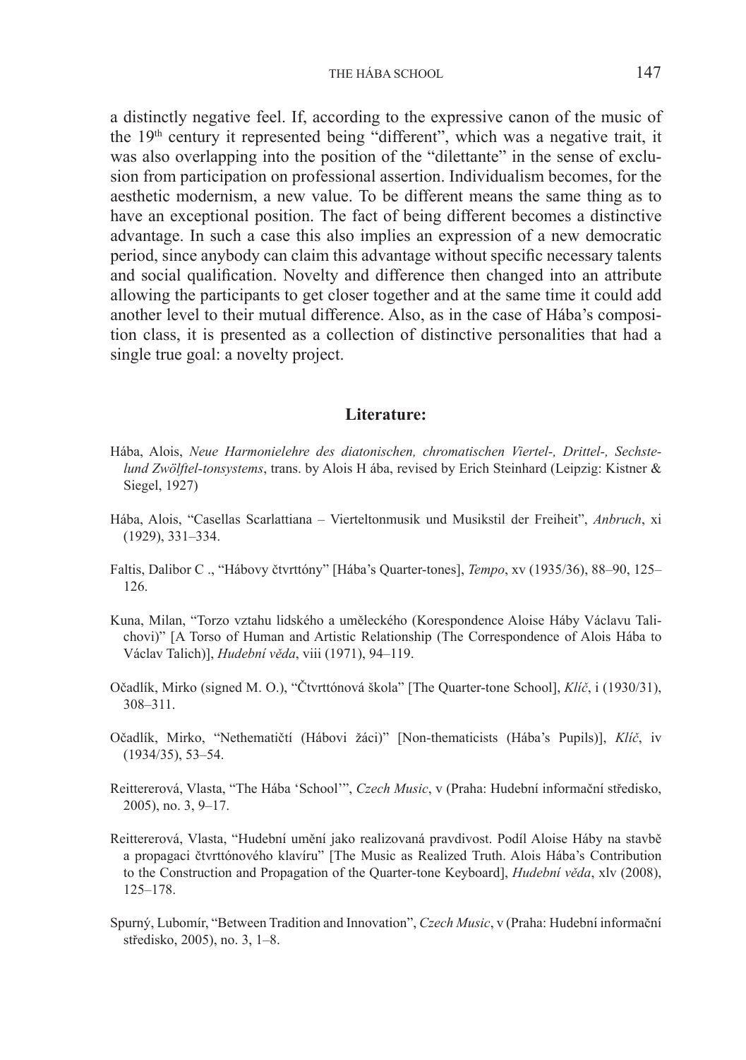a distinctly negative feel. If, according to the expressive canon of the music of the 19th century it represented being "different", which was a negative trait, it was also overlapping into the position of the "dilettante" in the sense of exclusion from participation on professional assertion. Individualism becomes, for the aesthetic modernism, a new value. To be different means the same thing as to have an exceptional position. The fact of being different becomes a distinctive advantage. In such a case this also implies an expression of a new democratic period, since anybody can claim this advantage without specific necessary talents and social qualification. Novelty and difference then changed into an attribute allowing the participants to get closer together and at the same time it could add another level to their mutual difference. Also, as in the case of Hába's composition class, it is presented as a collection of distinctive personalities that had a single true goal: a novelty project.

## Literature:

Hába, Alois, *Neue Harmonielehre des diatonischen, chromatischen Viertel-, Drittel-, Sechstelund Zwölftel-tonsystems*, trans. by Alois H ába, revised by Erich Steinhard (Leipzig: Kistner & Siegel, 1927)

Hába, Alois, "Casellas Scarlattiana – Vierteltonmusik und Musikstil der Freiheit", *Anbruch*, xi (1929), 331–334.

Faltis, Dalibor C ., "Hábovy čtvrttóny" [Hába's Quarter-tones], *Tempo*, xv (1935/36), 88–90, 125–126.

Kuna, Milan, "Torzo vztahu lidského a uměleckého (Korespondence Aloise Háby Václavu Talichovi)" [A Torso of Human and Artistic Relationship (The Correspondence of Alois Hába to Václav Talich)], *Hudební věda*, viii (1971), 94–119.

Očadlík, Mirko (signed M. O.), "Čtvrttónová škola" [The Quarter-tone School], *Klíč*, i (1930/31), 308–311.

Očadlík, Mirko, "Nethematičtí (Hábovi žáci)" [Non-thematicists (Hába's Pupils)], *Klíč*, iv (1934/35), 53–54.

Reittererová, Vlasta, "The Hába 'School'", *Czech Music*, v (Praha: Hudební informační středisko, 2005), no. 3, 9–17.

Reittererová, Vlasta, "Hudební umění jako realizovaná pravdivost. Podíl Aloise Háby na stavbě a propagaci čtvrttónového klavíru" [The Music as Realized Truth. Alois Hába's Contribution to the Construction and Propagation of the Quarter-tone Keyboard], *Hudební věda*, xlv (2008), 125–178.

Spurný, Lubomír, "Between Tradition and Innovation", *Czech Music*, v (Praha: Hudební informační středisko, 2005), no. 3, 1–8.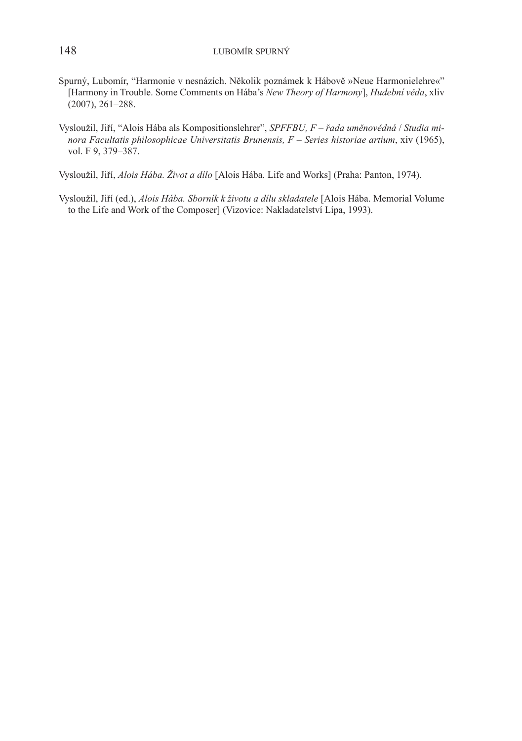Spurný, Lubomír, "Harmonie v nesnázích. Několik poznámek k Hábově »Neue Harmonielehre«" [Harmony in Trouble. Some Comments on Hába's *New Theory of Harmony*], *Hudební věda*, xliv (2007), 261–288.

Vysloužil, Jiří, "Alois Hába als Kompositionslehrer", *SPFFBU, F – řada uměnovědná* / *Studia minora Facultatis philosophicae Universitatis Brunensis, F – Series historiae artium*, xiv (1965), vol. F 9, 379–387.

Vysloužil, Jiří, *Alois Hába. Život a dílo* [Alois Hába. Life and Works] (Praha: Panton, 1974).

Vysloužil, Jiří (ed.), *Alois Hába. Sborník k životu a dílu skladatele* [Alois Hába. Memorial Volume to the Life and Work of the Composer] (Vizovice: Nakladatelství Lípa, 1993).